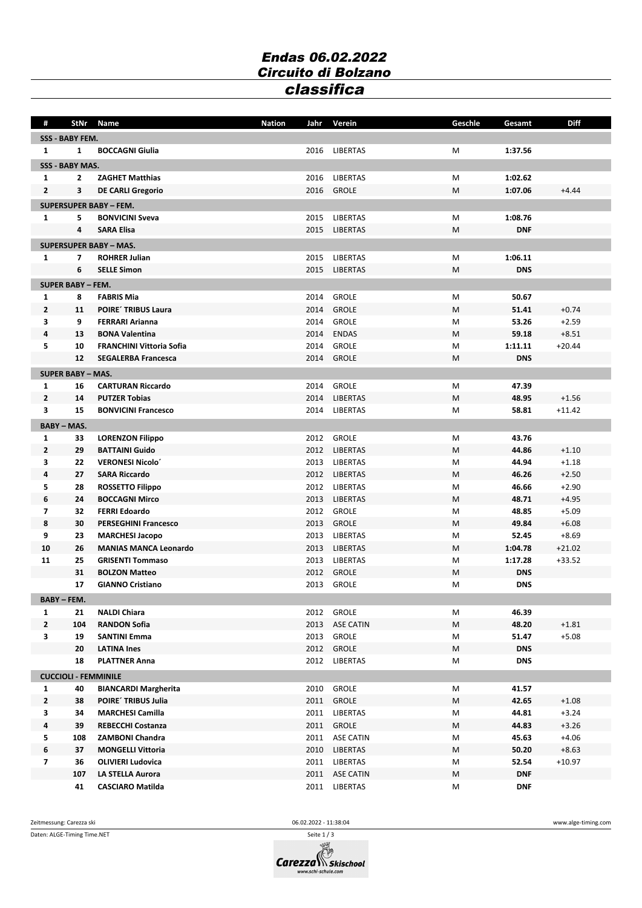# Endas 06.02.2022
# Circuito di Bolzano
## classifica

| # | StNr | Name | Nation | Jahr | Verein | Geschle | Gesamt | Diff |
|---|---|---|---|---|---|---|---|---|
| **SSS - BABY FEM.** | | | | | | | | |
| 1 | 1 | **BOCCAGNI Giulia** | | 2016 | LIBERTAS | M | **1:37.56** | |
| **SSS - BABY MAS.** | | | | | | | | |
| 1 | 2 | **ZAGHET Matthias** | | 2016 | LIBERTAS | M | **1:02.62** | |
| 2 | 3 | **DE CARLI Gregorio** | | 2016 | GROLE | M | **1:07.06** | +4.44 |
| **SUPERSUPER BABY – FEM.** | | | | | | | | |
| 1 | 5 | **BONVICINI Sveva** | | 2015 | LIBERTAS | M | **1:08.76** | |
| | 4 | **SARA Elisa** | | 2015 | LIBERTAS | M | **DNF** | |
| **SUPERSUPER BABY – MAS.** | | | | | | | | |
| 1 | 7 | **ROHRER Julian** | | 2015 | LIBERTAS | M | **1:06.11** | |
| | 6 | **SELLE Simon** | | 2015 | LIBERTAS | M | **DNS** | |
| **SUPER BABY – FEM.** | | | | | | | | |
| 1 | 8 | **FABRIS Mia** | | 2014 | GROLE | M | **50.67** | |
| 2 | 11 | **POIRE´ TRIBUS Laura** | | 2014 | GROLE | M | **51.41** | +0.74 |
| 3 | 9 | **FERRARI Arianna** | | 2014 | GROLE | M | **53.26** | +2.59 |
| 4 | 13 | **BONA Valentina** | | 2014 | ENDAS | M | **59.18** | +8.51 |
| 5 | 10 | **FRANCHINI Vittoria Sofia** | | 2014 | GROLE | M | **1:11.11** | +20.44 |
| | 12 | **SEGALERBA Francesca** | | 2014 | GROLE | M | **DNS** | |
| **SUPER BABY – MAS.** | | | | | | | | |
| 1 | 16 | **CARTURAN Riccardo** | | 2014 | GROLE | M | **47.39** | |
| 2 | 14 | **PUTZER Tobias** | | 2014 | LIBERTAS | M | **48.95** | +1.56 |
| 3 | 15 | **BONVICINI Francesco** | | 2014 | LIBERTAS | M | **58.81** | +11.42 |
| **BABY – MAS.** | | | | | | | | |
| 1 | 33 | **LORENZON Filippo** | | 2012 | GROLE | M | **43.76** | |
| 2 | 29 | **BATTAINI Guido** | | 2012 | LIBERTAS | M | **44.86** | +1.10 |
| 3 | 22 | **VERONESI Nicolo´** | | 2013 | LIBERTAS | M | **44.94** | +1.18 |
| 4 | 27 | **SARA Riccardo** | | 2012 | LIBERTAS | M | **46.26** | +2.50 |
| 5 | 28 | **ROSSETTO Filippo** | | 2012 | LIBERTAS | M | **46.66** | +2.90 |
| 6 | 24 | **BOCCAGNI Mirco** | | 2013 | LIBERTAS | M | **48.71** | +4.95 |
| 7 | 32 | **FERRI Edoardo** | | 2012 | GROLE | M | **48.85** | +5.09 |
| 8 | 30 | **PERSEGHINI Francesco** | | 2013 | GROLE | M | **49.84** | +6.08 |
| 9 | 23 | **MARCHESI Jacopo** | | 2013 | LIBERTAS | M | **52.45** | +8.69 |
| 10 | 26 | **MANIAS MANCA Leonardo** | | 2013 | LIBERTAS | M | **1:04.78** | +21.02 |
| 11 | 25 | **GRISENTI Tommaso** | | 2013 | LIBERTAS | M | **1:17.28** | +33.52 |
| | 31 | **BOLZON Matteo** | | 2012 | GROLE | M | **DNS** | |
| | 17 | **GIANNO Cristiano** | | 2013 | GROLE | M | **DNS** | |
| **BABY – FEM.** | | | | | | | | |
| 1 | 21 | **NALDI Chiara** | | 2012 | GROLE | M | **46.39** | |
| 2 | 104 | **RANDON Sofia** | | 2013 | ASE CATIN | M | **48.20** | +1.81 |
| 3 | 19 | **SANTINI Emma** | | 2013 | GROLE | M | **51.47** | +5.08 |
| | 20 | **LATINA Ines** | | 2012 | GROLE | M | **DNS** | |
| | 18 | **PLATTNER Anna** | | 2012 | LIBERTAS | M | **DNS** | |
| **CUCCIOLI - FEMMINILE** | | | | | | | | |
| 1 | 40 | **BIANCARDI Margherita** | | 2010 | GROLE | M | **41.57** | |
| 2 | 38 | **POIRE´ TRIBUS Julia** | | 2011 | GROLE | M | **42.65** | +1.08 |
| 3 | 34 | **MARCHESI Camilla** | | 2011 | LIBERTAS | M | **44.81** | +3.24 |
| 4 | 39 | **REBECCHI Costanza** | | 2011 | GROLE | M | **44.83** | +3.26 |
| 5 | 108 | **ZAMBONI Chandra** | | 2011 | ASE CATIN | M | **45.63** | +4.06 |
| 6 | 37 | **MONGELLI Vittoria** | | 2010 | LIBERTAS | M | **50.20** | +8.63 |
| 7 | 36 | **OLIVIERI Ludovica** | | 2011 | LIBERTAS | M | **52.54** | +10.97 |
| | 107 | **LA STELLA Aurora** | | 2011 | ASE CATIN | M | **DNF** | |
| | 41 | **CASCIARO Matilda** | | 2011 | LIBERTAS | M | **DNF** | |

Zeitmessung: Carezza ski — 06.02.2022 - 11:38:04 — www.alge-timing.com

Daten: ALGE-Timing Time.NET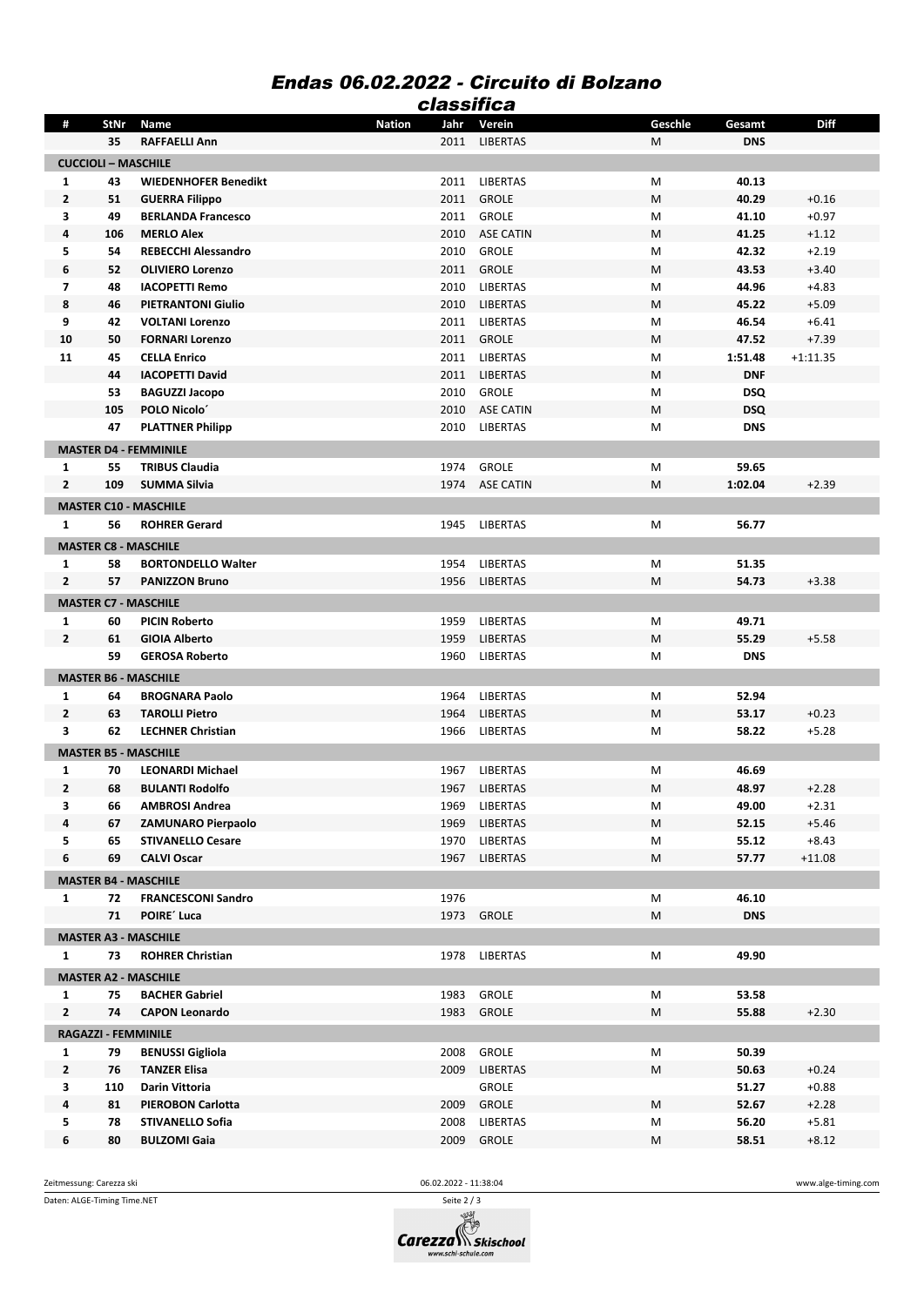# Endas 06.02.2022 - Circuito di Bolzano

## classifica

| # | StNr | Name | Nation | Jahr | Verein | Geschle | Gesamt | Diff |
|---|---|---|---|---|---|---|---|---|
| | 35 | **RAFFAELLI Ann** | | 2011 | LIBERTAS | M | **DNS** | |
| **CUCCIOLI – MASCHILE** | | | | | | | | |
| 1 | 43 | **WIEDENHOFER Benedikt** | | 2011 | LIBERTAS | M | **40.13** | |
| 2 | 51 | **GUERRA Filippo** | | 2011 | GROLE | M | **40.29** | +0.16 |
| 3 | 49 | **BERLANDA Francesco** | | 2011 | GROLE | M | **41.10** | +0.97 |
| 4 | 106 | **MERLO Alex** | | 2010 | ASE CATIN | M | **41.25** | +1.12 |
| 5 | 54 | **REBECCHI Alessandro** | | 2010 | GROLE | M | **42.32** | +2.19 |
| 6 | 52 | **OLIVIERO Lorenzo** | | 2011 | GROLE | M | **43.53** | +3.40 |
| 7 | 48 | **IACOPETTI Remo** | | 2010 | LIBERTAS | M | **44.96** | +4.83 |
| 8 | 46 | **PIETRANTONI Giulio** | | 2010 | LIBERTAS | M | **45.22** | +5.09 |
| 9 | 42 | **VOLTANI Lorenzo** | | 2011 | LIBERTAS | M | **46.54** | +6.41 |
| 10 | 50 | **FORNARI Lorenzo** | | 2011 | GROLE | M | **47.52** | +7.39 |
| 11 | 45 | **CELLA Enrico** | | 2011 | LIBERTAS | M | **1:51.48** | +1:11.35 |
| | 44 | **IACOPETTI David** | | 2011 | LIBERTAS | M | **DNF** | |
| | 53 | **BAGUZZI Jacopo** | | 2010 | GROLE | M | **DSQ** | |
| | 105 | **POLO Nicolo´** | | 2010 | ASE CATIN | M | **DSQ** | |
| | 47 | **PLATTNER Philipp** | | 2010 | LIBERTAS | M | **DNS** | |
| **MASTER D4 - FEMMINILE** | | | | | | | | |
| 1 | 55 | **TRIBUS Claudia** | | 1974 | GROLE | M | **59.65** | |
| 2 | 109 | **SUMMA Silvia** | | 1974 | ASE CATIN | M | **1:02.04** | +2.39 |
| **MASTER C10 - MASCHILE** | | | | | | | | |
| 1 | 56 | **ROHRER Gerard** | | 1945 | LIBERTAS | M | **56.77** | |
| **MASTER C8 - MASCHILE** | | | | | | | | |
| 1 | 58 | **BORTONDELLO Walter** | | 1954 | LIBERTAS | M | **51.35** | |
| 2 | 57 | **PANIZZON Bruno** | | 1956 | LIBERTAS | M | **54.73** | +3.38 |
| **MASTER C7 - MASCHILE** | | | | | | | | |
| 1 | 60 | **PICIN Roberto** | | 1959 | LIBERTAS | M | **49.71** | |
| 2 | 61 | **GIOIA Alberto** | | 1959 | LIBERTAS | M | **55.29** | +5.58 |
| | 59 | **GEROSA Roberto** | | 1960 | LIBERTAS | M | **DNS** | |
| **MASTER B6 - MASCHILE** | | | | | | | | |
| 1 | 64 | **BROGNARA Paolo** | | 1964 | LIBERTAS | M | **52.94** | |
| 2 | 63 | **TAROLLI Pietro** | | 1964 | LIBERTAS | M | **53.17** | +0.23 |
| 3 | 62 | **LECHNER Christian** | | 1966 | LIBERTAS | M | **58.22** | +5.28 |
| **MASTER B5 - MASCHILE** | | | | | | | | |
| 1 | 70 | **LEONARDI Michael** | | 1967 | LIBERTAS | M | **46.69** | |
| 2 | 68 | **BULANTI Rodolfo** | | 1967 | LIBERTAS | M | **48.97** | +2.28 |
| 3 | 66 | **AMBROSI Andrea** | | 1969 | LIBERTAS | M | **49.00** | +2.31 |
| 4 | 67 | **ZAMUNARO Pierpaolo** | | 1969 | LIBERTAS | M | **52.15** | +5.46 |
| 5 | 65 | **STIVANELLO Cesare** | | 1970 | LIBERTAS | M | **55.12** | +8.43 |
| 6 | 69 | **CALVI Oscar** | | 1967 | LIBERTAS | M | **57.77** | +11.08 |
| **MASTER B4 - MASCHILE** | | | | | | | | |
| 1 | 72 | **FRANCESCONI Sandro** | | 1976 | | M | **46.10** | |
| | 71 | **POIRE´ Luca** | | 1973 | GROLE | M | **DNS** | |
| **MASTER A3 - MASCHILE** | | | | | | | | |
| 1 | 73 | **ROHRER Christian** | | 1978 | LIBERTAS | M | **49.90** | |
| **MASTER A2 - MASCHILE** | | | | | | | | |
| 1 | 75 | **BACHER Gabriel** | | 1983 | GROLE | M | **53.58** | |
| 2 | 74 | **CAPON Leonardo** | | 1983 | GROLE | M | **55.88** | +2.30 |
| **RAGAZZI - FEMMINILE** | | | | | | | | |
| 1 | 79 | **BENUSSI Gigliola** | | 2008 | GROLE | M | **50.39** | |
| 2 | 76 | **TANZER Elisa** | | 2009 | LIBERTAS | M | **50.63** | +0.24 |
| 3 | 110 | **Darin Vittoria** | | | GROLE | | **51.27** | +0.88 |
| 4 | 81 | **PIEROBON Carlotta** | | 2009 | GROLE | M | **52.67** | +2.28 |
| 5 | 78 | **STIVANELLO Sofia** | | 2008 | LIBERTAS | M | **56.20** | +5.81 |
| 6 | 80 | **BULZOMI Gaia** | | 2009 | GROLE | M | **58.51** | +8.12 |

Zeitmessung: Carezza ski — 06.02.2022 - 11:38:04 — www.alge-timing.com

Daten: ALGE-Timing Time.NET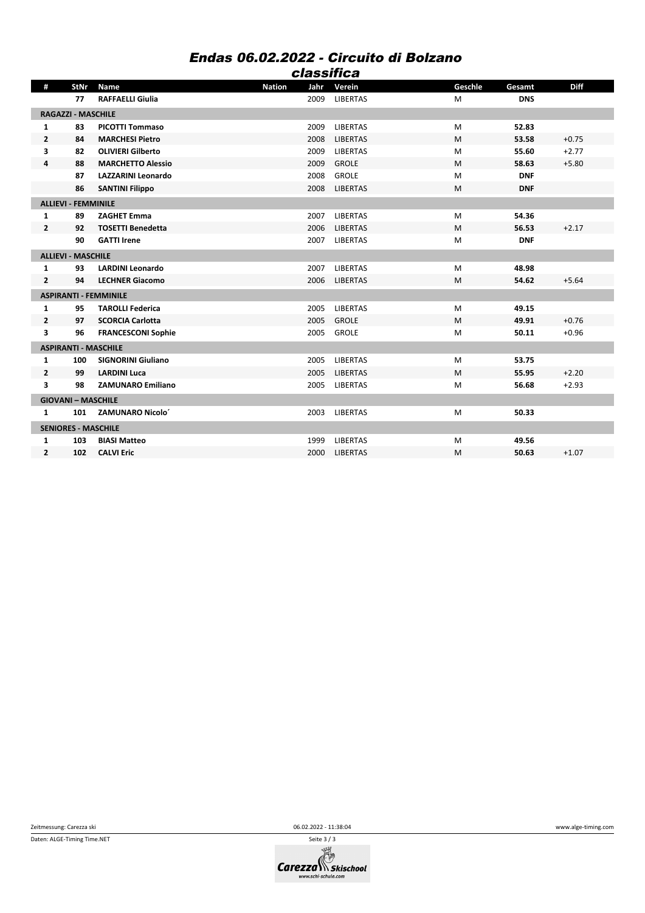# Endas 06.02.2022 - Circuito di Bolzano

## classifica

| # | StNr | Name | Nation | Jahr | Verein | Geschle | Gesamt | Diff |
|---|---|---|---|---|---|---|---|---|
| | 77 | **RAFFAELLI Giulia** | | 2009 | LIBERTAS | M | **DNS** | |
| **RAGAZZI - MASCHILE** | | | | | | | | |
| 1 | 83 | **PICOTTI Tommaso** | | 2009 | LIBERTAS | M | **52.83** | |
| 2 | 84 | **MARCHESI Pietro** | | 2008 | LIBERTAS | M | **53.58** | +0.75 |
| 3 | 82 | **OLIVIERI Gilberto** | | 2009 | LIBERTAS | M | **55.60** | +2.77 |
| 4 | 88 | **MARCHETTO Alessio** | | 2009 | GROLE | M | **58.63** | +5.80 |
| | 87 | **LAZZARINI Leonardo** | | 2008 | GROLE | M | **DNF** | |
| | 86 | **SANTINI Filippo** | | 2008 | LIBERTAS | M | **DNF** | |
| **ALLIEVI - FEMMINILE** | | | | | | | | |
| 1 | 89 | **ZAGHET Emma** | | 2007 | LIBERTAS | M | **54.36** | |
| 2 | 92 | **TOSETTI Benedetta** | | 2006 | LIBERTAS | M | **56.53** | +2.17 |
| | 90 | **GATTI Irene** | | 2007 | LIBERTAS | M | **DNF** | |
| **ALLIEVI - MASCHILE** | | | | | | | | |
| 1 | 93 | **LARDINI Leonardo** | | 2007 | LIBERTAS | M | **48.98** | |
| 2 | 94 | **LECHNER Giacomo** | | 2006 | LIBERTAS | M | **54.62** | +5.64 |
| **ASPIRANTI - FEMMINILE** | | | | | | | | |
| 1 | 95 | **TAROLLI Federica** | | 2005 | LIBERTAS | M | **49.15** | |
| 2 | 97 | **SCORCIA Carlotta** | | 2005 | GROLE | M | **49.91** | +0.76 |
| 3 | 96 | **FRANCESCONI Sophie** | | 2005 | GROLE | M | **50.11** | +0.96 |
| **ASPIRANTI - MASCHILE** | | | | | | | | |
| 1 | 100 | **SIGNORINI Giuliano** | | 2005 | LIBERTAS | M | **53.75** | |
| 2 | 99 | **LARDINI Luca** | | 2005 | LIBERTAS | M | **55.95** | +2.20 |
| 3 | 98 | **ZAMUNARO Emiliano** | | 2005 | LIBERTAS | M | **56.68** | +2.93 |
| **GIOVANI – MASCHILE** | | | | | | | | |
| 1 | 101 | **ZAMUNARO Nicolo´** | | 2003 | LIBERTAS | M | **50.33** | |
| **SENIORES - MASCHILE** | | | | | | | | |
| 1 | 103 | **BIASI Matteo** | | 1999 | LIBERTAS | M | **49.56** | |
| 2 | 102 | **CALVI Eric** | | 2000 | LIBERTAS | M | **50.63** | +1.07 |

Zeitmessung: Carezza ski 06.02.2022 - 11:38:04 www.alge-timing.com

Daten: ALGE-Timing Time.NET

Carezza Skischool www.schi-schule.com